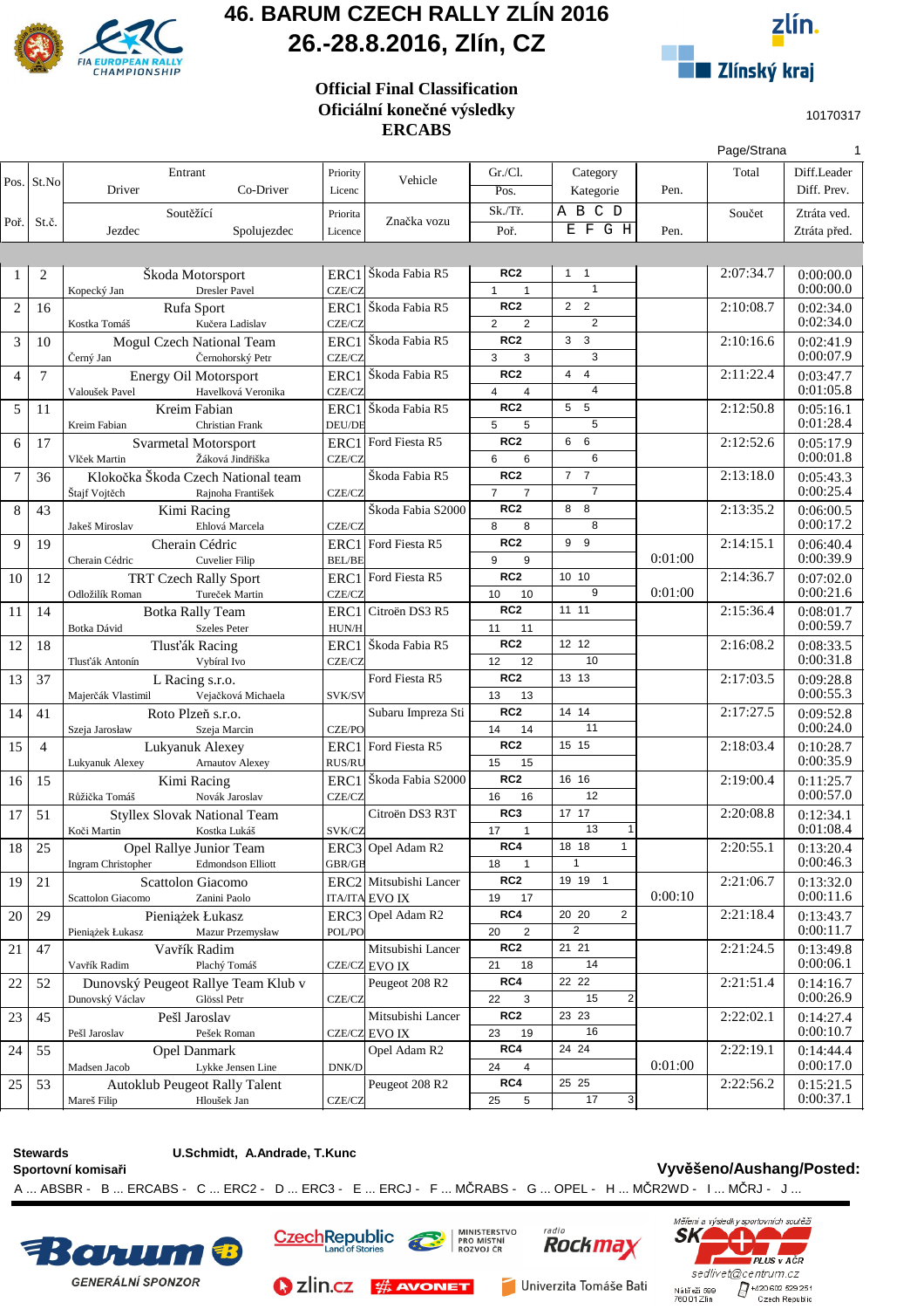# 46. BARUM CZECH RALLY ZLÍN 2016

## 26.-28.8.2016, Zlín, CZ

### Official Final Classification
### Oficiální konečné výsledky
### ERCABS

10170317

| Pos. / Poř. | St.No / St.č. | Entrant / Soutěžící — Driver / Jezdec — Co-Driver / Spolujezdec | Priority Licenc / Priorita Licence | Vehicle / Značka vozu | Gr./Cl. Pos. / Sk./Tř. Poř. | Category / Kategorie A B C D / E F G H | Pen. | Total / Součet | Diff.Leader / Diff. Prev. — Ztráta ved. / Ztráta před. |
|---|---|---|---|---|---|---|---|---|---|
| 1 | 2 | Škoda Motorsport — Kopecký Jan — Dresler Pavel | ERC1 CZE/CZ | Škoda Fabia R5 | RC2 1 1 | 1 1 / 1 | | 2:07:34.7 | 0:00:00.0 / 0:00:00.0 |
| 2 | 16 | Rufa Sport — Kostka Tomáš — Kučera Ladislav | ERC1 CZE/CZ | Škoda Fabia R5 | RC2 2 2 | 2 2 / 2 | | 2:10:08.7 | 0:02:34.0 / 0:02:34.0 |
| 3 | 10 | Mogul Czech National Team — Černý Jan — Černohorský Petr | ERC1 CZE/CZ | Škoda Fabia R5 | RC2 3 3 | 3 3 / 3 | | 2:10:16.6 | 0:02:41.9 / 0:00:07.9 |
| 4 | 7 | Energy Oil Motorsport — Valoušek Pavel — Havelková Veronika | ERC1 CZE/CZ | Škoda Fabia R5 | RC2 4 4 | 4 4 / 4 | | 2:11:22.4 | 0:03:47.7 / 0:01:05.8 |
| 5 | 11 | Kreim Fabian — Kreim Fabian — Christian Frank | ERC1 DEU/DE | Škoda Fabia R5 | RC2 5 5 | 5 5 / 5 | | 2:12:50.8 | 0:05:16.1 / 0:01:28.4 |
| 6 | 17 | Svarmetal Motorsport — Vlček Martin — Žáková Jindřiška | ERC1 CZE/CZ | Ford Fiesta R5 | RC2 6 6 | 6 6 / 6 | | 2:12:52.6 | 0:05:17.9 / 0:00:01.8 |
| 7 | 36 | Klokočka Škoda Czech National team — Štajf Vojtěch — Rajnoha František | CZE/CZ | Škoda Fabia R5 | RC2 7 7 | 7 7 / 7 | | 2:13:18.0 | 0:05:43.3 / 0:00:25.4 |
| 8 | 43 | Kimi Racing — Jakeš Miroslav — Ehlová Marcela | CZE/CZ | Škoda Fabia S2000 | RC2 8 8 | 8 8 / 8 | | 2:13:35.2 | 0:06:00.5 / 0:00:17.2 |
| 9 | 19 | Cherain Cédric — Cherain Cédric — Cuvelier Filip | ERC1 BEL/BE | Ford Fiesta R5 | RC2 9 9 | 9 9 / 9 | 0:01:00 | 2:14:15.1 | 0:06:40.4 / 0:00:39.9 |
| 10 | 12 | TRT Czech Rally Sport — Odložilík Roman — Tureček Martin | ERC1 CZE/CZ | Ford Fiesta R5 | RC2 10 10 | 10 10 / 9 | 0:01:00 | 2:14:36.7 | 0:07:02.0 / 0:00:21.6 |
| 11 | 14 | Botka Rally Team — Botka Dávid — Szeles Peter | ERC1 HUN/H | Citroën DS3 R5 | RC2 11 11 | 11 11 | | 2:15:36.4 | 0:08:01.7 / 0:00:59.7 |
| 12 | 18 | Tlusťák Racing — Tlusťák Antonín — Vybíral Ivo | ERC1 CZE/CZ | Škoda Fabia R5 | RC2 12 12 | 12 12 / 10 | | 2:16:08.2 | 0:08:33.5 / 0:00:31.8 |
| 13 | 37 | L Racing s.r.o. — Majerčák Vlastimil — Vejačková Michaela | SVK/SV | Ford Fiesta R5 | RC2 13 13 | 13 13 | | 2:17:03.5 | 0:09:28.8 / 0:00:55.3 |
| 14 | 41 | Roto Plzeň s.r.o. — Szeja Jarosław — Szeja Marcin | CZE/PO | Subaru Impreza Sti | RC2 14 14 | 14 14 / 11 | | 2:17:27.5 | 0:09:52.8 / 0:00:24.0 |
| 15 | 4 | Lukyanuk Alexey — Lukyanuk Alexey — Arnautov Alexey | ERC1 RUS/RU | Ford Fiesta R5 | RC2 15 15 | 15 15 | | 2:18:03.4 | 0:10:28.7 / 0:00:35.9 |
| 16 | 15 | Kimi Racing — Růžička Tomáš — Novák Jaroslav | ERC1 CZE/CZ | Škoda Fabia S2000 | RC2 16 16 | 16 16 / 12 | | 2:19:00.4 | 0:11:25.7 / 0:00:57.0 |
| 17 | 51 | Styllex Slovak National Team — Koči Martin — Kostka Lukáš | SVK/CZ | Citroën DS3 R3T | RC3 17 1 | 17 17 / 13 1 | | 2:20:08.8 | 0:12:34.1 / 0:01:08.4 |
| 18 | 25 | Opel Rallye Junior Team — Ingram Christopher — Edmondson Elliott | ERC3 GBR/GB | Opel Adam R2 | RC4 18 1 | 18 18 1 / 1 | | 2:20:55.1 | 0:13:20.4 / 0:00:46.3 |
| 19 | 21 | Scattolon Giacomo — Scattolon Giacomo — Zanini Paolo | ERC2 ITA/ITA | Mitsubishi Lancer EVO IX | RC2 19 17 | 19 19 1 | 0:00:10 | 2:21:06.7 | 0:13:32.0 / 0:00:11.6 |
| 20 | 29 | Pieniążek Łukasz — Pieniążek Łukasz — Mazur Przemysław | ERC3 POL/PO | Opel Adam R2 | RC4 20 2 | 20 20 2 / 2 | | 2:21:18.4 | 0:13:43.7 / 0:00:11.7 |
| 21 | 47 | Vavřík Radim — Vavřík Radim — Plachý Tomáš | CZE/CZ | Mitsubishi Lancer EVO IX | RC2 21 18 | 21 21 / 14 | | 2:21:24.5 | 0:13:49.8 / 0:00:06.1 |
| 22 | 52 | Dunovský Peugeot Rallye Team Klub v — Dunovský Václav — Glössl Petr | CZE/CZ | Peugeot 208 R2 | RC4 22 3 | 22 22 / 15 2 | | 2:21:51.4 | 0:14:16.7 / 0:00:26.9 |
| 23 | 45 | Pešl Jaroslav — Pešl Jaroslav — Pešek Roman | CZE/CZ | Mitsubishi Lancer EVO IX | RC2 23 19 | 23 23 / 16 | | 2:22:02.1 | 0:14:27.4 / 0:00:10.7 |
| 24 | 55 | Opel Danmark — Madsen Jacob — Lykke Jensen Line | DNK/D | Opel Adam R2 | RC4 24 4 | 24 24 | 0:01:00 | 2:22:19.1 | 0:14:44.4 / 0:00:17.0 |
| 25 | 53 | Autoklub Peugeot Rally Talent — Mareš Filip — Hloušek Jan | CZE/CZ | Peugeot 208 R2 | RC4 25 5 | 25 25 / 17 3 | | 2:22:56.2 | 0:15:21.5 / 0:00:37.1 |

**Stewards / Sportovní komisaři** U.Schmidt, A.Andrade, T.Kunc

**Vyvěšeno/Aushang/Posted:**

A ... ABSBR - B ... ERCABS - C ... ERC2 - D ... ERC3 - E ... ERCJ - F ... MČRABS - G ... OPEL - H ... MČR2WD - I ... MČRJ - J ...

GENERÁLNÍ SPONZOR

Měření a výsledky sportovních soutěží — sedlivet@centrum.cz — Náliezi 599, 76001 Zlín — +420 602 529 251 — Czech Republic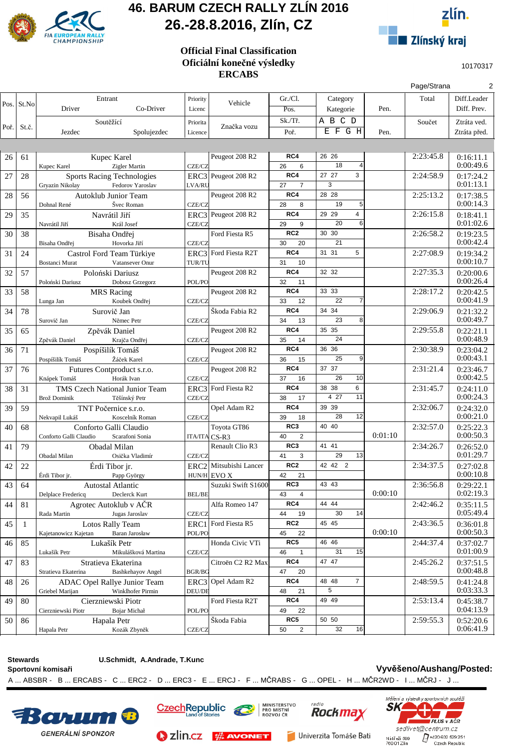# 46. BARUM CZECH RALLY ZLÍN 2016

## 26.-28.8.2016, Zlín, CZ

### Official Final Classification
### Oficiální konečné výsledky
### ERCABS

10170317

| Pos. / Poř. | St.No / St.č. | Entrant / Soutěžící | Driver / Jezdec | Co-Driver / Spolujezdec | Priority / Priorita | Licenc / Licence | Vehicle / Značka vozu | Gr./Cl. / Sk./Tř. | Pos. / Poř. | Category / Kategorie (A B C D / E F G H) | Pen. | Total / Součet | Diff.Leader / Ztráta ved. | Diff. Prev. / Ztráta před. |
|---|---|---|---|---|---|---|---|---|---|---|---|---|---|---|
| 26 | 61 | Kupec Karel | Kupec Karel | Zigler Martin | | CZE/CZ | Peugeot 208 R2 | RC4 | 26 6 | 26 26 / 18 4 | | 2:23:45.8 | 0:16:11.1 | 0:00:49.6 |
| 27 | 28 | Sports Racing Technologies | Gryazin Nikolay | Fedorov Yaroslav | ERC3 | LVA/RU | Peugeot 208 R2 | RC4 | 27 7 | 27 27 3 / 3 | | 2:24:58.9 | 0:17:24.2 | 0:01:13.1 |
| 28 | 56 | Autoklub Junior Team | Dohnal René | Švec Roman | | CZE/CZ | Peugeot 208 R2 | RC4 | 28 8 | 28 28 / 19 5 | | 2:25:13.2 | 0:17:38.5 | 0:00:14.3 |
| 29 | 35 | Navrátil Jiří | Navrátil Jiří | Král Josef | ERC3 | CZE/CZ | Peugeot 208 R2 | RC4 | 29 9 | 29 29 4 / 20 6 | | 2:26:15.8 | 0:18:41.1 | 0:01:02.6 |
| 30 | 38 | Bisaha Ondřej | Bisaha Ondřej | Hovorka Jiří | | CZE/CZ | Ford Fiesta R5 | RC2 | 30 20 | 30 30 / 21 | | 2:26:58.2 | 0:19:23.5 | 0:00:42.4 |
| 31 | 24 | Castrol Ford Team Türkiye | Bostanci Murat | Vatansever Onur | ERC3 | TUR/TU | Ford Fiesta R2T | RC4 | 31 10 | 31 31 5 | | 2:27:08.9 | 0:19:34.2 | 0:00:10.7 |
| 32 | 57 | Poloński Dariusz | Poloński Dariusz | Dobosz Grzegorz | | POL/PO | Peugeot 208 R2 | RC4 | 32 11 | 32 32 | | 2:27:35.3 | 0:20:00.6 | 0:00:26.4 |
| 33 | 58 | MRS Racing | Lunga Jan | Koubek Ondřej | | CZE/CZ | Peugeot 208 R2 | RC4 | 33 12 | 33 33 / 22 7 | | 2:28:17.2 | 0:20:42.5 | 0:00:41.9 |
| 34 | 78 | Surovič Jan | Surovič Jan | Němec Petr | | CZE/CZ | Škoda Fabia R2 | RC4 | 34 13 | 34 34 / 23 8 | | 2:29:06.9 | 0:21:32.2 | 0:00:49.7 |
| 35 | 65 | Zpěvák Daniel | Zpěvák Daniel | Krajča Ondřej | | CZE/CZ | Peugeot 208 R2 | RC4 | 35 14 | 35 35 / 24 | | 2:29:55.8 | 0:22:21.1 | 0:00:48.9 |
| 36 | 71 | Pospíšilík Tomáš | Pospíšilík Tomáš | Žáček Karel | | CZE/CZ | Peugeot 208 R2 | RC4 | 36 15 | 36 36 / 25 9 | | 2:30:38.9 | 0:23:04.2 | 0:00:43.1 |
| 37 | 76 | Futures Contproduct s.r.o. | Knápek Tomáš | Horák Ivan | | CZE/CZ | Peugeot 208 R2 | RC4 | 37 16 | 37 37 / 26 10 | | 2:31:21.4 | 0:23:46.7 | 0:00:42.5 |
| 38 | 31 | TMS Czech National Junior Team | Brož Dominik | Těšínský Petr | ERC3 | CZE/CZ | Ford Fiesta R2 | RC4 | 38 17 | 38 38 6 / 4 27 11 | | 2:31:45.7 | 0:24:11.0 | 0:00:24.3 |
| 39 | 59 | TNT Počernice s.r.o. | Nekvapil Lukáš | Koscelník Roman | | CZE/CZ | Opel Adam R2 | RC4 | 39 18 | 39 39 / 28 12 | | 2:32:06.7 | 0:24:32.0 | 0:00:21.0 |
| 40 | 68 | Conforto Galli Claudio | Conforto Galli Claudio | Scarafoni Sonia | | ITA/ITA | Toyota GT86 CS-R3 | RC3 | 40 2 | 40 40 | 0:01:10 | 2:32:57.0 | 0:25:22.3 | 0:00:50.3 |
| 41 | 79 | Obadal Milan | Obadal Milan | Osička Vladimír | | CZE/CZ | Renault Clio R3 | RC3 | 41 3 | 41 41 / 29 13 | | 2:34:26.7 | 0:26:52.0 | 0:01:29.7 |
| 42 | 22 | Érdi Tibor jr. | Érdi Tibor jr. | Papp György | ERC2 | HUN/H | Mitsubishi Lancer EVO X | RC2 | 42 21 | 42 42 2 | | 2:34:37.5 | 0:27:02.8 | 0:00:10.8 |
| 43 | 64 | Autostal Atlantic | Delplace Fredericq | Declerck Kurt | | BEL/BE | Suzuki Swift S1600 | RC3 | 43 4 | 43 43 | 0:00:10 | 2:36:56.8 | 0:29:22.1 | 0:02:19.3 |
| 44 | 81 | Agrotec Autoklub v AČR | Rada Martin | Jugas Jaroslav | | CZE/CZ | Alfa Romeo 147 | RC4 | 44 19 | 44 44 / 30 14 | | 2:42:46.2 | 0:35:11.5 | 0:05:49.4 |
| 45 | 1 | Lotos Rally Team | Kajetanowicz Kajetan | Baran Jarosław | ERC1 | POL/PO | Ford Fiesta R5 | RC2 | 45 22 | 45 45 | 0:00:10 | 2:43:36.5 | 0:36:01.8 | 0:00:50.3 |
| 46 | 85 | Lukašík Petr | Lukašík Petr | Mikulášková Martina | | CZE/CZ | Honda Civic VTi | RC5 | 46 1 | 46 46 / 31 15 | | 2:44:37.4 | 0:37:02.7 | 0:01:00.9 |
| 47 | 83 | Stratieva Ekaterina | Stratieva Ekaterina | Bashkehayov Angel | | BGR/BG | Citroën C2 R2 Max | RC4 | 47 20 | 47 47 | | 2:45:26.2 | 0:37:51.5 | 0:00:48.8 |
| 48 | 26 | ADAC Opel Rallye Junior Team | Griebel Marijan | Winklhofer Pirmin | ERC3 | DEU/DE | Opel Adam R2 | RC4 | 48 21 | 48 48 7 / 5 | | 2:48:59.5 | 0:41:24.8 | 0:03:33.3 |
| 49 | 80 | Cierzniewski Piotr | Cierzniewski Piotr | Bojar Michał | | POL/PO | Ford Fiesta R2T | RC4 | 49 22 | 49 49 | | 2:53:13.4 | 0:45:38.7 | 0:04:13.9 |
| 50 | 86 | Hapala Petr | Hapala Petr | Kozák Zbyněk | | CZE/CZ | Škoda Fabia | RC5 | 50 2 | 50 50 / 32 16 | | 2:59:55.3 | 0:52:20.6 | 0:06:41.9 |

**Stewards / Sportovní komisaři** U.Schmidt, A.Andrade, T.Kunc

**Vyvěšeno/Aushang/Posted:**

A ... ABSBR - B ... ERCABS - C ... ERC2 - D ... ERC3 - E ... ERCJ - F ... MČRABS - G ... OPEL - H ... MČR2WD - I ... MČRJ - J ...

GENERÁLNÍ SPONZOR

Měření a výsledky sportovních soutěží — SK PORT PLUS v AČR — sedlivet@centrum.cz — Náklří 569, 76001 Zlín — +420 603 529 251 — Czech Republic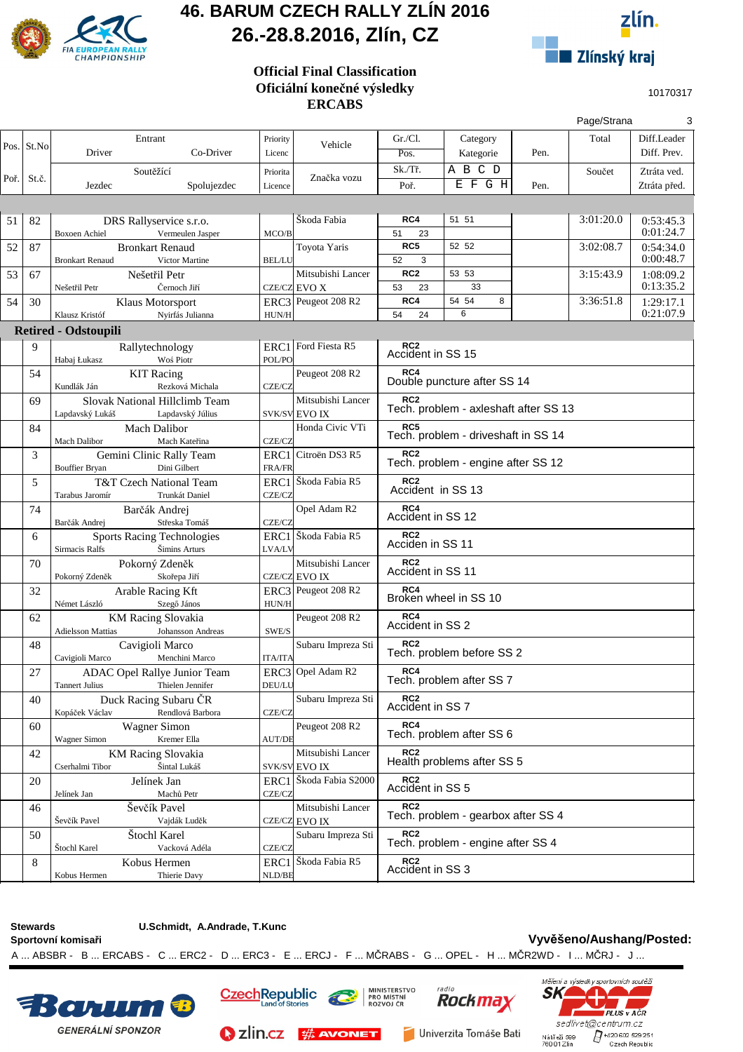# 46. BARUM CZECH RALLY ZLÍN 2016

## 26.-28.8.2016, Zlín, CZ

### Official Final Classification
### Oficiální konečné výsledky
### ERCABS

10170317

| Pos. / Poř. | St.No / St.č. | Entrant / Soutěžící — Driver / Jezdec — Co-Driver / Spolujezdec | Priority / Licenc | Vehicle / Značka vozu | Gr./Cl. / Sk./Tř. — Pos. / Poř. | Category / Kategorie (A B C D / E F G H) | Pen. | Total / Součet | Diff.Leader / Ztráta ved. — Diff. Prev. / Ztráta před. |
|---|---|---|---|---|---|---|---|---|---|
| 51 | 82 | DRS Rallyservice s.r.o. — Boxoen Achiel — Vermeulen Jasper | MCO/B | Škoda Fabia | RC4 — 51 23 | 51 51 | | 3:01:20.0 | 0:53:45.3 — 0:01:24.7 |
| 52 | 87 | Bronkart Renaud — Bronkart Renaud — Victor Martine | BEL/LU | Toyota Yaris | RC5 — 52 3 | 52 52 | | 3:02:08.7 | 0:54:34.0 — 0:00:48.7 |
| 53 | 67 | Nešetřil Petr — Nešetřil Petr — Černoch Jiří | CZE/CZ | Mitsubishi Lancer EVO X | RC2 — 53 23 | 53 53 / 33 | | 3:15:43.9 | 1:08:09.2 — 0:13:35.2 |
| 54 | 30 | Klaus Motorsport — Klausz Kristóf — Nyirfás Julianna | ERC3 HUN/H | Peugeot 208 R2 | RC4 — 54 24 | 54 54 8 / 6 | | 3:36:51.8 | 1:29:17.1 — 0:21:07.9 |

**Retired - Odstoupili**

| St.No | Entrant — Driver — Co-Driver | Priority / Licenc | Vehicle | Gr./Cl. | Reason |
|---|---|---|---|---|---|
| 9 | Rallytechnology — Habaj Łukasz — Woś Piotr | ERC1 POL/PO | Ford Fiesta R5 | RC2 | Accident in SS 15 |
| 54 | KIT Racing — Kundlák Ján — Rezková Michala | CZE/CZ | Peugeot 208 R2 | RC4 | Double puncture after SS 14 |
| 69 | Slovak National Hillclimb Team — Lapdavský Lukáš — Lapdavský Július | SVK/SV | Mitsubishi Lancer EVO IX | RC2 | Tech. problem - axleshaft after SS 13 |
| 84 | Mach Dalibor — Mach Dalibor — Mach Kateřina | CZE/CZ | Honda Civic VTi | RC5 | Tech. problem - driveshaft in SS 14 |
| 3 | Gemini Clinic Rally Team — Bouffier Bryan — Dini Gilbert | ERC1 FRA/FR | Citroën DS3 R5 | RC2 | Tech. problem - engine after SS 12 |
| 5 | T&T Czech National Team — Tarabus Jaromír — Trunkát Daniel | ERC1 CZE/CZ | Škoda Fabia R5 | RC2 | Accident in SS 13 |
| 74 | Barčák Andrej — Barčák Andrej — Střeska Tomáš | CZE/CZ | Opel Adam R2 | RC4 | Accident in SS 12 |
| 6 | Sports Racing Technologies — Sirmacis Ralfs — Šimins Arturs | ERC1 LVA/LV | Škoda Fabia R5 | RC2 | Acciden in SS 11 |
| 70 | Pokorný Zdeněk — Pokorný Zdeněk — Skořepa Jiří | CZE/CZ | Mitsubishi Lancer EVO IX | RC2 | Accident in SS 11 |
| 32 | Arable Racing Kft — Német László — Szegő János | ERC3 HUN/H | Peugeot 208 R2 | RC4 | Broken wheel in SS 10 |
| 62 | KM Racing Slovakia — Adielsson Mattias — Johansson Andreas | SWE/S | Peugeot 208 R2 | RC4 | Accident in SS 2 |
| 48 | Cavigioli Marco — Cavigioli Marco — Menchini Marco | ITA/ITA | Subaru Impreza Sti | RC2 | Tech. problem before SS 2 |
| 27 | ADAC Opel Rallye Junior Team — Tannert Julius — Thielen Jennifer | ERC3 DEU/LU | Opel Adam R2 | RC4 | Tech. problem after SS 7 |
| 40 | Duck Racing Subaru ČR — Kopáček Václav — Rendlová Barbora | CZE/CZ | Subaru Impreza Sti | RC2 | Accident in SS 7 |
| 60 | Wagner Simon — Wagner Simon — Kremer Ella | AUT/DE | Peugeot 208 R2 | RC4 | Tech. problem after SS 6 |
| 42 | KM Racing Slovakia — Cserhalmi Tibor — Šintal Lukáš | SVK/SV | Mitsubishi Lancer EVO IX | RC2 | Health problems after SS 5 |
| 20 | Jelínek Jan — Jelínek Jan — Machů Petr | ERC1 CZE/CZ | Škoda Fabia S2000 | RC2 | Accident in SS 5 |
| 46 | Ševčík Pavel — Ševčík Pavel — Vajdák Luděk | CZE/CZ | Mitsubishi Lancer EVO IX | RC2 | Tech. problem - gearbox after SS 4 |
| 50 | Štochl Karel — Štochl Karel — Vacková Adéla | CZE/CZ | Subaru Impreza Sti | RC2 | Tech. problem - engine after SS 4 |
| 8 | Kobus Hermen — Kobus Hermen — Thierie Davy | ERC1 NLD/BE | Škoda Fabia R5 | RC2 | Accident in SS 3 |

**Stewards / Sportovní komisaři:** U.Schmidt, A.Andrade, T.Kunc

**Vyvěšeno/Aushang/Posted:**

A ... ABSBR - B ... ERCABS - C ... ERC2 - D ... ERC3 - E ... ERCJ - F ... MČRABS - G ... OPEL - H ... MČR2WD - I ... MČRJ - J ...

GENERÁLNÍ SPONZOR

Měření a výsledky sportovních soutěží — SK PLUS v AČR — sedlivet@centrum.cz — Náklo 599, 76001 Zlín — +420602529251 — Czech Republic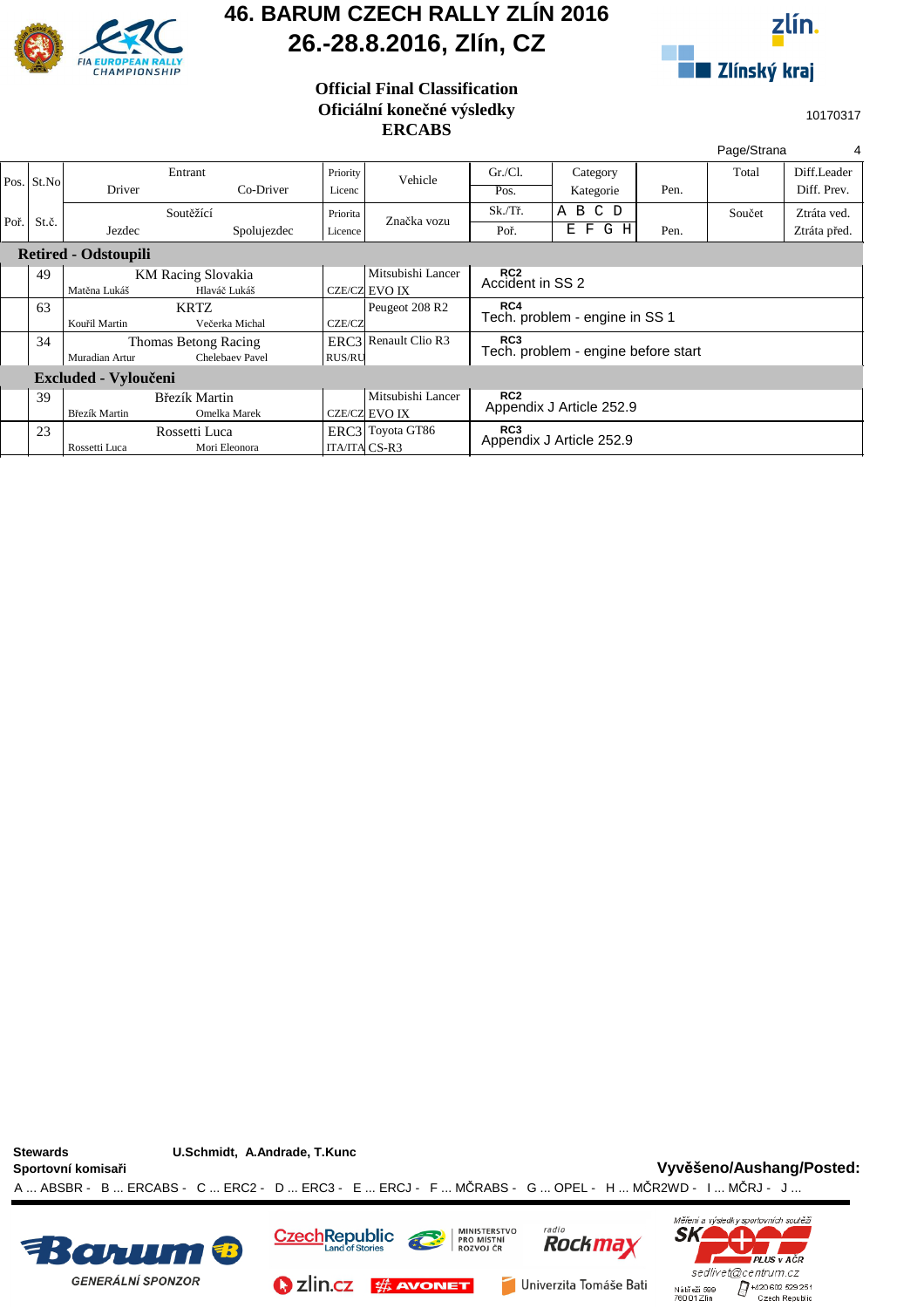# 46. BARUM CZECH RALLY ZLÍN 2016
## 26.-28.8.2016, Zlín, CZ

**Official Final Classification**
**Oficiální konečné výsledky**
**ERCABS**

10170317

| Pos. / Poř. | St.No / St.č. | Entrant / Soutěžící — Driver / Jezdec — Co-Driver / Spolujezdec | Priority / Licence (Priorita / Licence) | Vehicle / Značka vozu | Gr./Cl. / Sk./Tř. — Pos. / Poř. | Category / Kategorie (A B C D / E F G H) | Pen. | Total / Součet | Diff.Leader / Diff. Prev. (Ztráta ved. / Ztráta před.) |
|---|---|---|---|---|---|---|---|---|---|
| **Retired - Odstoupili** | | | | | | | | | |
| | 49 | KM Racing Slovakia — Matěna Lukáš — Hlaváč Lukáš | CZE/CZ | Mitsubishi Lancer EVO IX | RC2 | Accident in SS 2 | | | |
| | 63 | KRTZ — Kouřil Martin — Večerka Michal | CZE/CZ | Peugeot 208 R2 | RC4 | Tech. problem - engine in SS 1 | | | |
| | 34 | Thomas Betong Racing — Muradian Artur — Chelebaev Pavel | ERC3 RUS/RU | Renault Clio R3 | RC3 | Tech. problem - engine before start | | | |
| **Excluded - Vyloučeni** | | | | | | | | | |
| | 39 | Březík Martin — Březík Martin — Omelka Marek | CZE/CZ | Mitsubishi Lancer EVO IX | RC2 | Appendix J Article 252.9 | | | |
| | 23 | Rossetti Luca — Rossetti Luca — Mori Eleonora | ERC3 ITA/ITA | Toyota GT86 CS-R3 | RC3 | Appendix J Article 252.9 | | | |

**Stewards** U.Schmidt, A.Andrade, T.Kunc
**Sportovní komisaři**

**Vyvěšeno/Aushang/Posted:**

A ... ABSBR - B ... ERCABS - C ... ERC2 - D ... ERC3 - E ... ERCJ - F ... MČRABS - G ... OPEL - H ... MČR2WD - I ... MČRJ - J ...